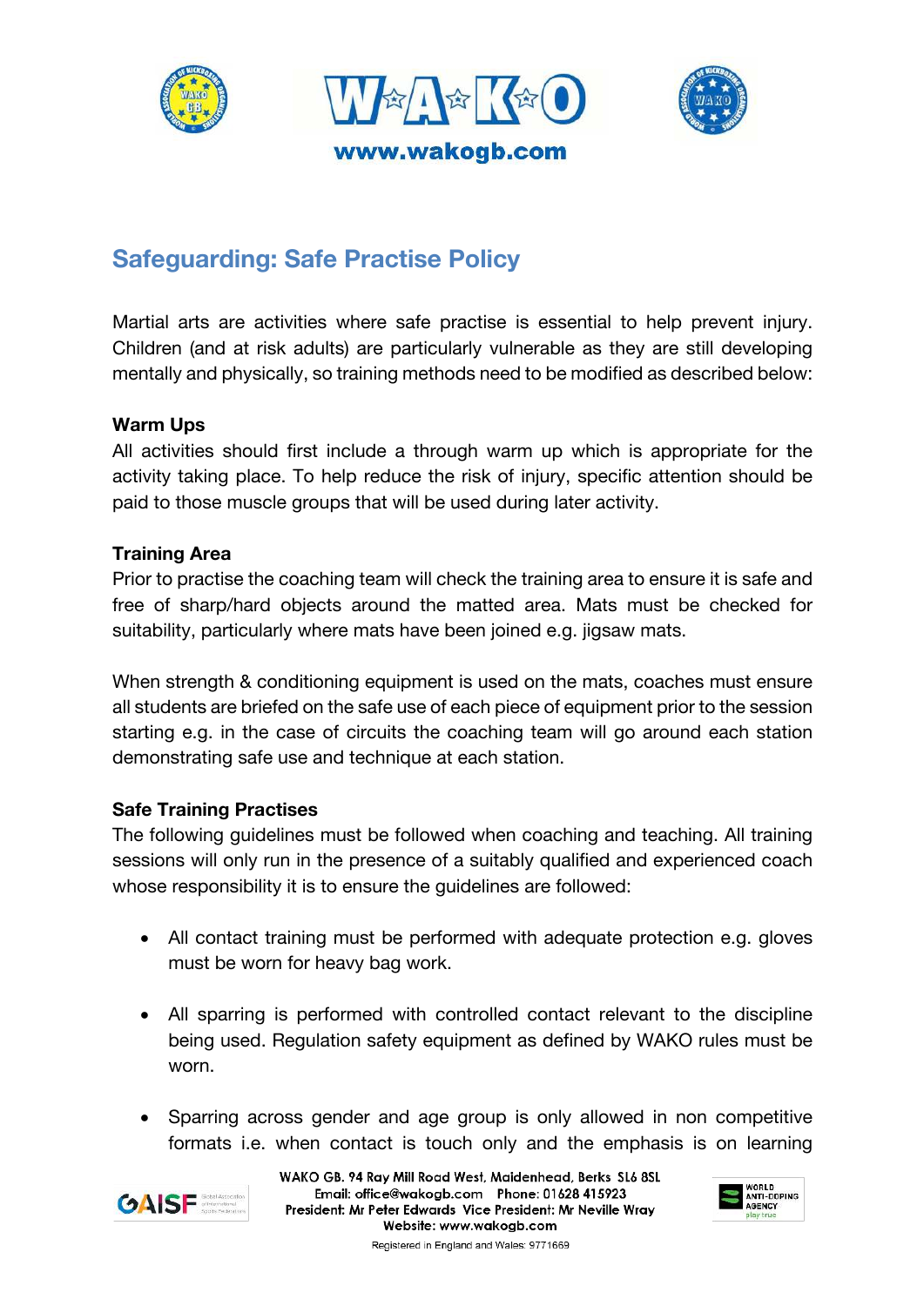## Safeguarding: Safe Practise Policy

Martial arts are activities where safe practise is essential to help prevent injury. Children (and at risk adults) are particularly vulnerable as they are still developing mentally and physically, so training methods need to be modified as described below:

**Warm Ups**

All activities should first include a through warm up which is appropriate for the activity taking place. To help reduce the risk of injury, specific attention should be paid to those muscle groups that will be used during later activity.

**Training Area**

Prior to practise the coaching team will check the training area to ensure it is safe and free of sharp/hard objects around the matted area. Mats must be checked for suitability, particularly where mats have been joined e.g. jigsaw mats.

When strength & conditioning equipment is used on the mats, coaches must ensure all students are briefed on the safe use of each piece of equipment prior to the session starting e.g. in the case of circuits the coaching team will go around each station demonstrating safe use and technique at each station.

**Safe Training Practises**

The following guidelines must be followed when coaching and teaching. All training sessions will only run in the presence of a suitably qualified and experienced coach whose responsibility it is to ensure the guidelines are followed:

- All contact training must be performed with adequate protection e.g. gloves must be worn for heavy bag work.
- All sparring is performed with controlled contact relevant to the discipline being used. Regulation safety equipment as defined by WAKO rules must be worn.
- Sparring across gender and age group is only allowed in non competitive formats i.e. when contact is touch only and the emphasis is on learning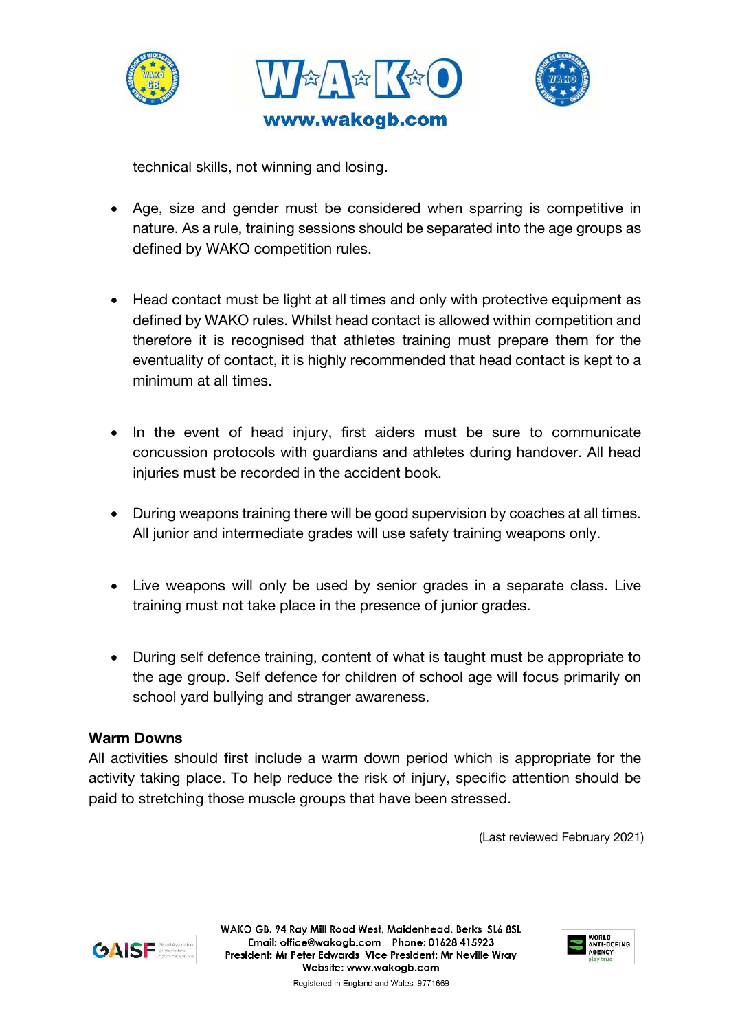technical skills, not winning and losing.

- Age, size and gender must be considered when sparring is competitive in nature. As a rule, training sessions should be separated into the age groups as defined by WAKO competition rules.

- Head contact must be light at all times and only with protective equipment as defined by WAKO rules. Whilst head contact is allowed within competition and therefore it is recognised that athletes training must prepare them for the eventuality of contact, it is highly recommended that head contact is kept to a minimum at all times.

- In the event of head injury, first aiders must be sure to communicate concussion protocols with guardians and athletes during handover. All head injuries must be recorded in the accident book.

- During weapons training there will be good supervision by coaches at all times. All junior and intermediate grades will use safety training weapons only.

- Live weapons will only be used by senior grades in a separate class. Live training must not take place in the presence of junior grades.

- During self defence training, content of what is taught must be appropriate to the age group. Self defence for children of school age will focus primarily on school yard bullying and stranger awareness.

**Warm Downs**

All activities should first include a warm down period which is appropriate for the activity taking place. To help reduce the risk of injury, specific attention should be paid to stretching those muscle groups that have been stressed.

(Last reviewed February 2021)